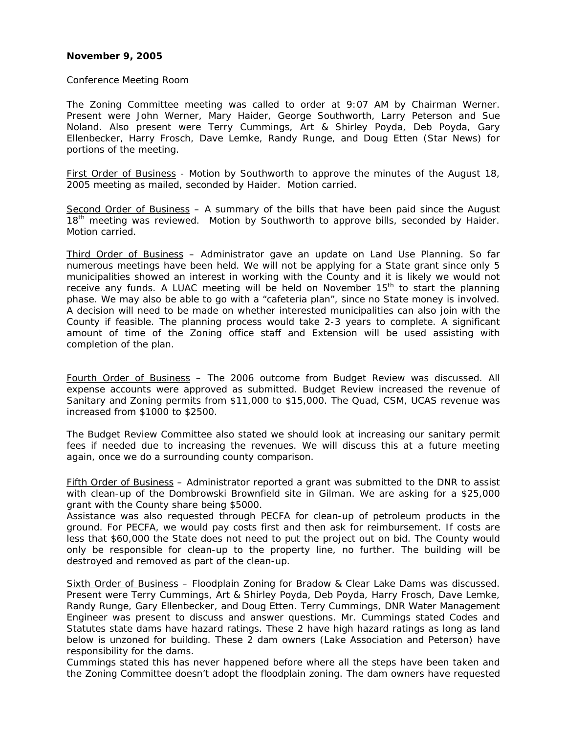**November 9, 2005**

Conference Meeting Room

The Zoning Committee meeting was called to order at 9:07 AM by Chairman Werner. Present were John Werner, Mary Haider, George Southworth, Larry Peterson and Sue Noland. Also present were Terry Cummings, Art & Shirley Poyda, Deb Poyda, Gary Ellenbecker, Harry Frosch, Dave Lemke, Randy Runge, and Doug Etten (Star News) for portions of the meeting.

First Order of Business - Motion by Southworth to approve the minutes of the August 18, 2005 meeting as mailed, seconded by Haider. Motion carried.

Second Order of Business – A summary of the bills that have been paid since the August 18th meeting was reviewed. Motion by Southworth to approve bills, seconded by Haider. Motion carried.

Third Order of Business – Administrator gave an update on Land Use Planning. So far numerous meetings have been held. We will not be applying for a State grant since only 5 municipalities showed an interest in working with the County and it is likely we would not receive any funds. A LUAC meeting will be held on November 15th to start the planning phase. We may also be able to go with a "cafeteria plan", since no State money is involved. A decision will need to be made on whether interested municipalities can also join with the County if feasible. The planning process would take 2-3 years to complete. A significant amount of time of the Zoning office staff and Extension will be used assisting with completion of the plan.

Fourth Order of Business – The 2006 outcome from Budget Review was discussed. All expense accounts were approved as submitted. Budget Review increased the revenue of Sanitary and Zoning permits from $11,000 to $15,000. The Quad, CSM, UCAS revenue was increased from $1000 to $2500.

The Budget Review Committee also stated we should look at increasing our sanitary permit fees if needed due to increasing the revenues. We will discuss this at a future meeting again, once we do a surrounding county comparison.

Fifth Order of Business – Administrator reported a grant was submitted to the DNR to assist with clean-up of the Dombrowski Brownfield site in Gilman. We are asking for a $25,000 grant with the County share being $5000.
Assistance was also requested through PECFA for clean-up of petroleum products in the ground. For PECFA, we would pay costs first and then ask for reimbursement. If costs are less that $60,000 the State does not need to put the project out on bid. The County would only be responsible for clean-up to the property line, no further. The building will be destroyed and removed as part of the clean-up.

Sixth Order of Business – Floodplain Zoning for Bradow & Clear Lake Dams was discussed. Present were Terry Cummings, Art & Shirley Poyda, Deb Poyda, Harry Frosch, Dave Lemke, Randy Runge, Gary Ellenbecker, and Doug Etten. Terry Cummings, DNR Water Management Engineer was present to discuss and answer questions. Mr. Cummings stated Codes and Statutes state dams have hazard ratings. These 2 have high hazard ratings as long as land below is unzoned for building. These 2 dam owners (Lake Association and Peterson) have responsibility for the dams.
Cummings stated this has never happened before where all the steps have been taken and the Zoning Committee doesn't adopt the floodplain zoning. The dam owners have requested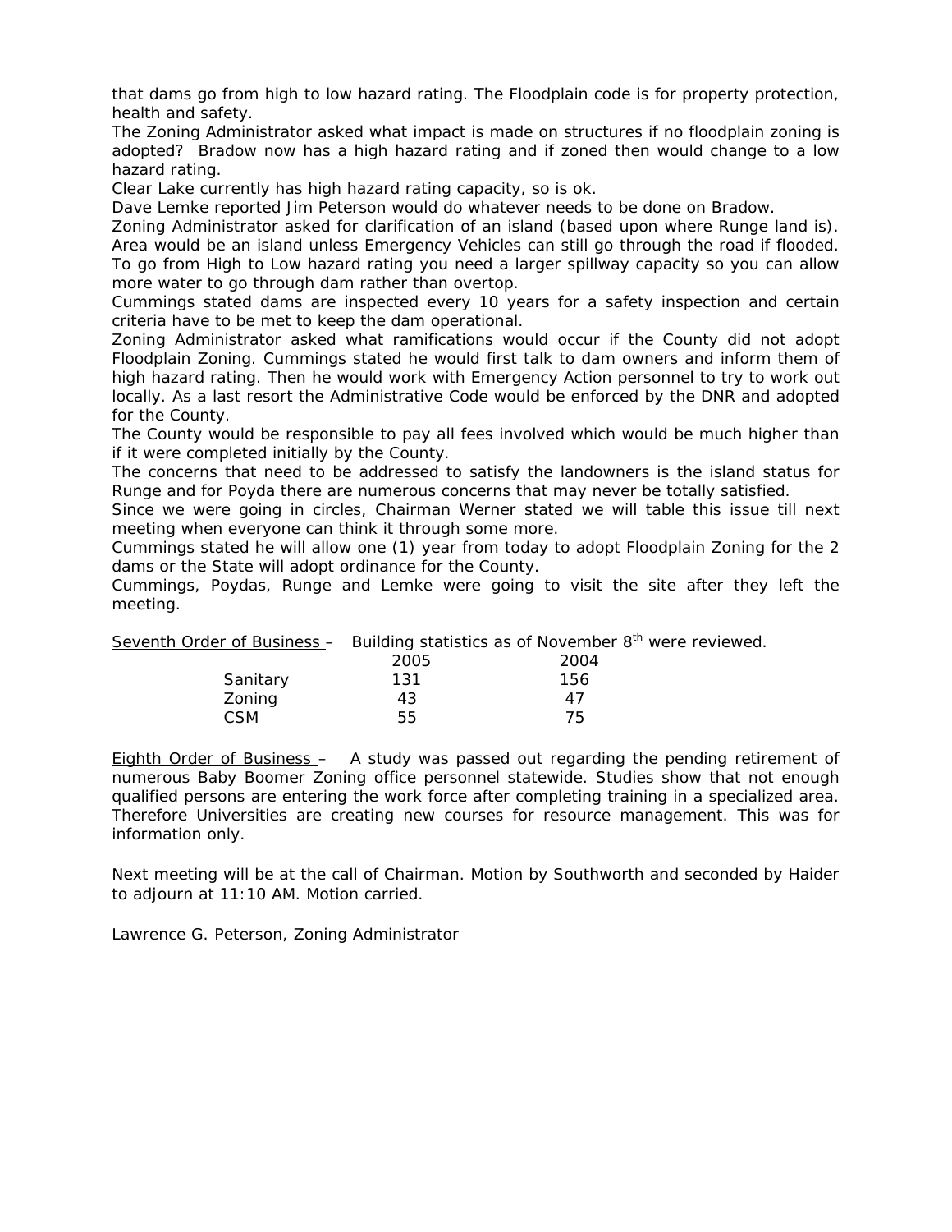that dams go from high to low hazard rating. The Floodplain code is for property protection, health and safety.

The Zoning Administrator asked what impact is made on structures if no floodplain zoning is adopted? Bradow now has a high hazard rating and if zoned then would change to a low hazard rating.

Clear Lake currently has high hazard rating capacity, so is ok.

Dave Lemke reported Jim Peterson would do whatever needs to be done on Bradow.

Zoning Administrator asked for clarification of an island (based upon where Runge land is). Area would be an island unless Emergency Vehicles can still go through the road if flooded.

To go from High to Low hazard rating you need a larger spillway capacity so you can allow more water to go through dam rather than overtop.

Cummings stated dams are inspected every 10 years for a safety inspection and certain criteria have to be met to keep the dam operational.

Zoning Administrator asked what ramifications would occur if the County did not adopt Floodplain Zoning. Cummings stated he would first talk to dam owners and inform them of high hazard rating. Then he would work with Emergency Action personnel to try to work out locally. As a last resort the Administrative Code would be enforced by the DNR and adopted for the County.

The County would be responsible to pay all fees involved which would be much higher than if it were completed initially by the County.

The concerns that need to be addressed to satisfy the landowners is the island status for Runge and for Poyda there are numerous concerns that may never be totally satisfied.

Since we were going in circles, Chairman Werner stated we will table this issue till next meeting when everyone can think it through some more.

Cummings stated he will allow one (1) year from today to adopt Floodplain Zoning for the 2 dams or the State will adopt ordinance for the County.

Cummings, Poydas, Runge and Lemke were going to visit the site after they left the meeting.

Seventh Order of Business – Building statistics as of November 8th were reviewed.

| | 2005 | 2004 |
|---|---|---|
| Sanitary | 131 | 156 |
| Zoning | 43 | 47 |
| CSM | 55 | 75 |

Eighth Order of Business – A study was passed out regarding the pending retirement of numerous Baby Boomer Zoning office personnel statewide. Studies show that not enough qualified persons are entering the work force after completing training in a specialized area. Therefore Universities are creating new courses for resource management. This was for information only.

Next meeting will be at the call of Chairman. Motion by Southworth and seconded by Haider to adjourn at 11:10 AM. Motion carried.

Lawrence G. Peterson, Zoning Administrator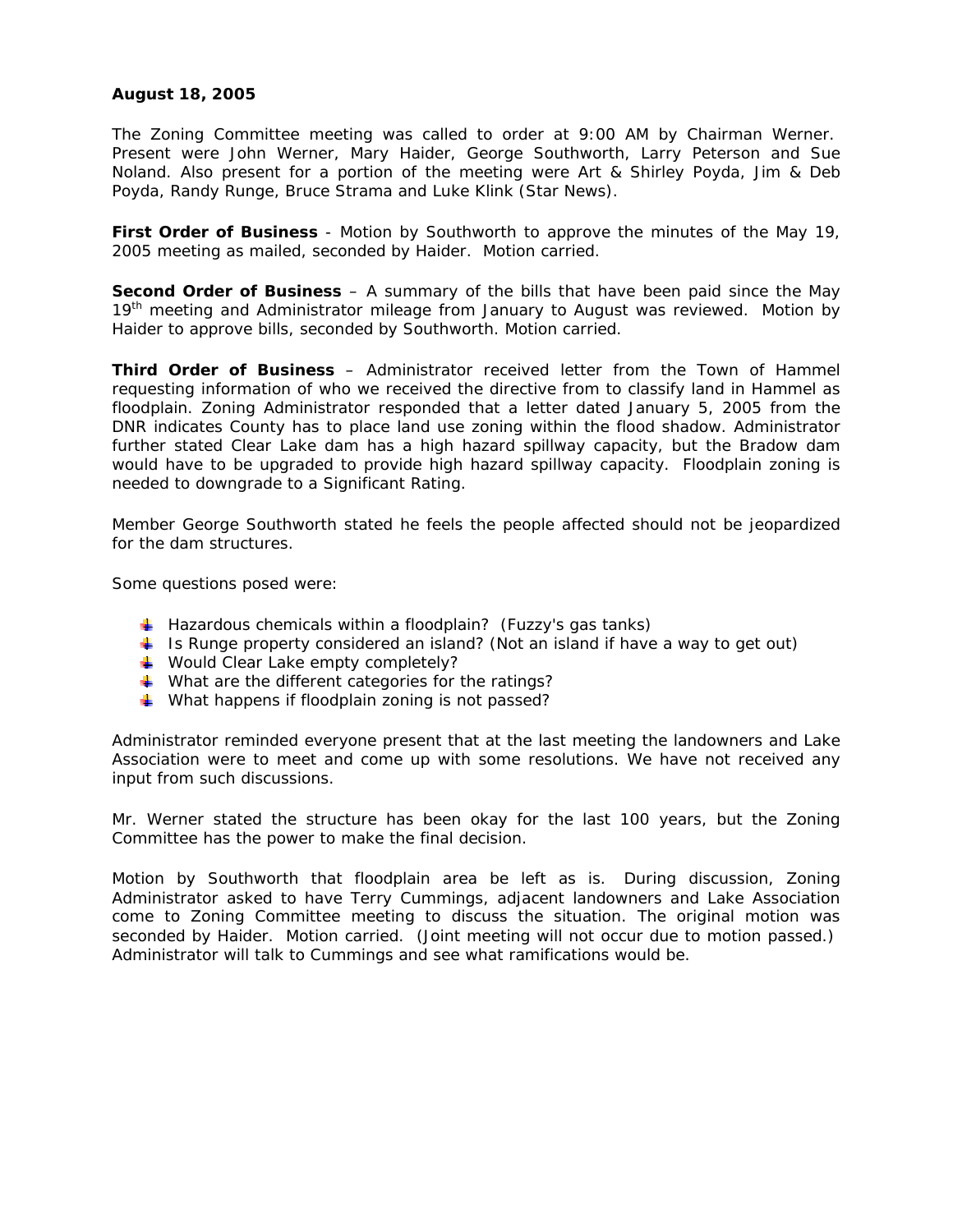**August 18, 2005**

The Zoning Committee meeting was called to order at 9:00 AM by Chairman Werner. Present were John Werner, Mary Haider, George Southworth, Larry Peterson and Sue Noland. Also present for a portion of the meeting were Art & Shirley Poyda, Jim & Deb Poyda, Randy Runge, Bruce Strama and Luke Klink (Star News).

**First Order of Business** - Motion by Southworth to approve the minutes of the May 19, 2005 meeting as mailed, seconded by Haider. Motion carried.

**Second Order of Business** – A summary of the bills that have been paid since the May 19th meeting and Administrator mileage from January to August was reviewed. Motion by Haider to approve bills, seconded by Southworth. Motion carried.

**Third Order of Business** – Administrator received letter from the Town of Hammel requesting information of who we received the directive from to classify land in Hammel as floodplain. Zoning Administrator responded that a letter dated January 5, 2005 from the DNR indicates County has to place land use zoning within the flood shadow. Administrator further stated Clear Lake dam has a high hazard spillway capacity, but the Bradow dam would have to be upgraded to provide high hazard spillway capacity. Floodplain zoning is needed to downgrade to a Significant Rating.

Member George Southworth stated he feels the people affected should not be jeopardized for the dam structures.

Some questions posed were:

- Hazardous chemicals within a floodplain? (Fuzzy's gas tanks)
- Is Runge property considered an island? (Not an island if have a way to get out)
- Would Clear Lake empty completely?
- What are the different categories for the ratings?
- What happens if floodplain zoning is not passed?

Administrator reminded everyone present that at the last meeting the landowners and Lake Association were to meet and come up with some resolutions. We have not received any input from such discussions.

Mr. Werner stated the structure has been okay for the last 100 years, but the Zoning Committee has the power to make the final decision.

Motion by Southworth that floodplain area be left as is. During discussion, Zoning Administrator asked to have Terry Cummings, adjacent landowners and Lake Association come to Zoning Committee meeting to discuss the situation. The original motion was seconded by Haider. Motion carried. (Joint meeting will not occur due to motion passed.) Administrator will talk to Cummings and see what ramifications would be.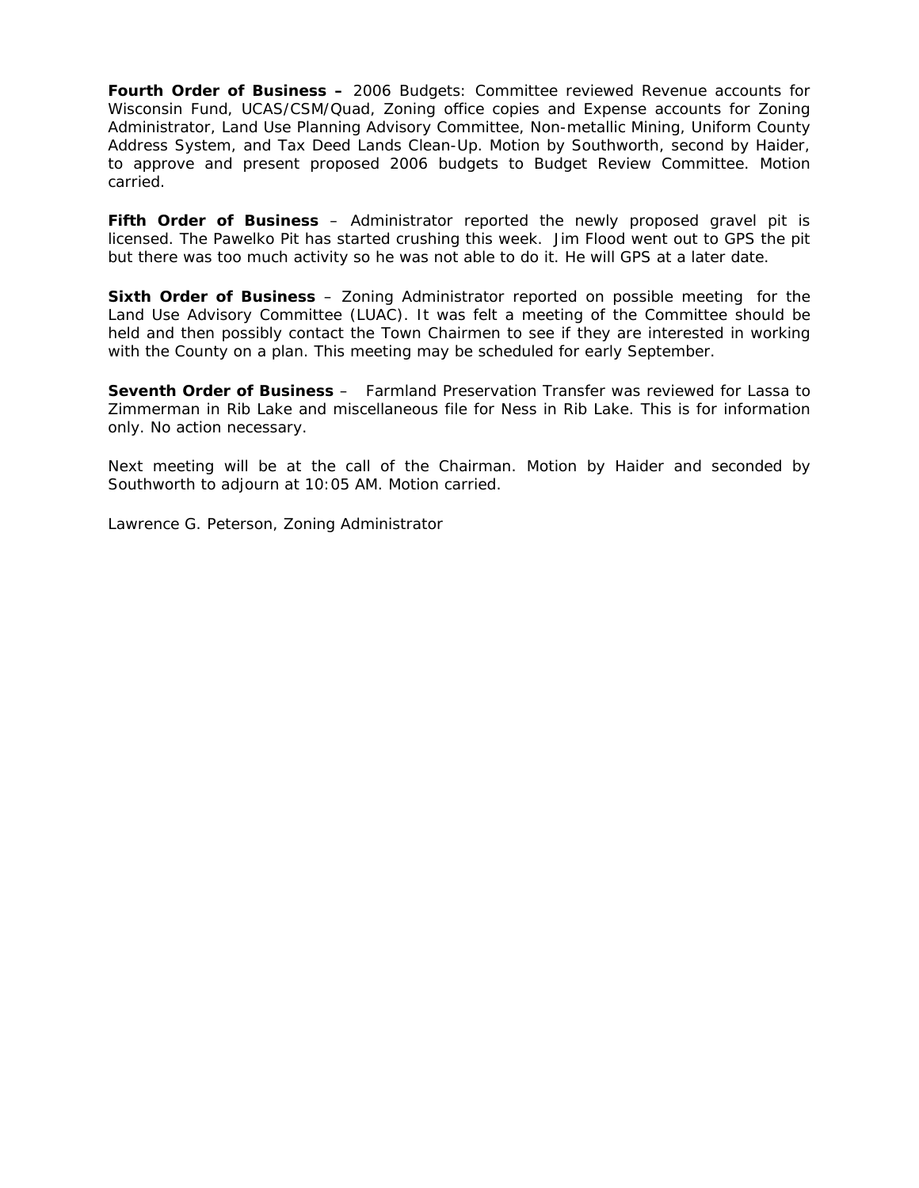**Fourth Order of Business –** 2006 Budgets: Committee reviewed Revenue accounts for Wisconsin Fund, UCAS/CSM/Quad, Zoning office copies and Expense accounts for Zoning Administrator, Land Use Planning Advisory Committee, Non-metallic Mining, Uniform County Address System, and Tax Deed Lands Clean-Up. Motion by Southworth, second by Haider, to approve and present proposed 2006 budgets to Budget Review Committee. Motion carried.

**Fifth Order of Business** – Administrator reported the newly proposed gravel pit is licensed. The Pawelko Pit has started crushing this week. Jim Flood went out to GPS the pit but there was too much activity so he was not able to do it. He will GPS at a later date.

**Sixth Order of Business** – Zoning Administrator reported on possible meeting for the Land Use Advisory Committee (LUAC). It was felt a meeting of the Committee should be held and then possibly contact the Town Chairmen to see if they are interested in working with the County on a plan. This meeting may be scheduled for early September.

**Seventh Order of Business** – Farmland Preservation Transfer was reviewed for Lassa to Zimmerman in Rib Lake and miscellaneous file for Ness in Rib Lake. This is for information only. No action necessary.

Next meeting will be at the call of the Chairman. Motion by Haider and seconded by Southworth to adjourn at 10:05 AM. Motion carried.

Lawrence G. Peterson, Zoning Administrator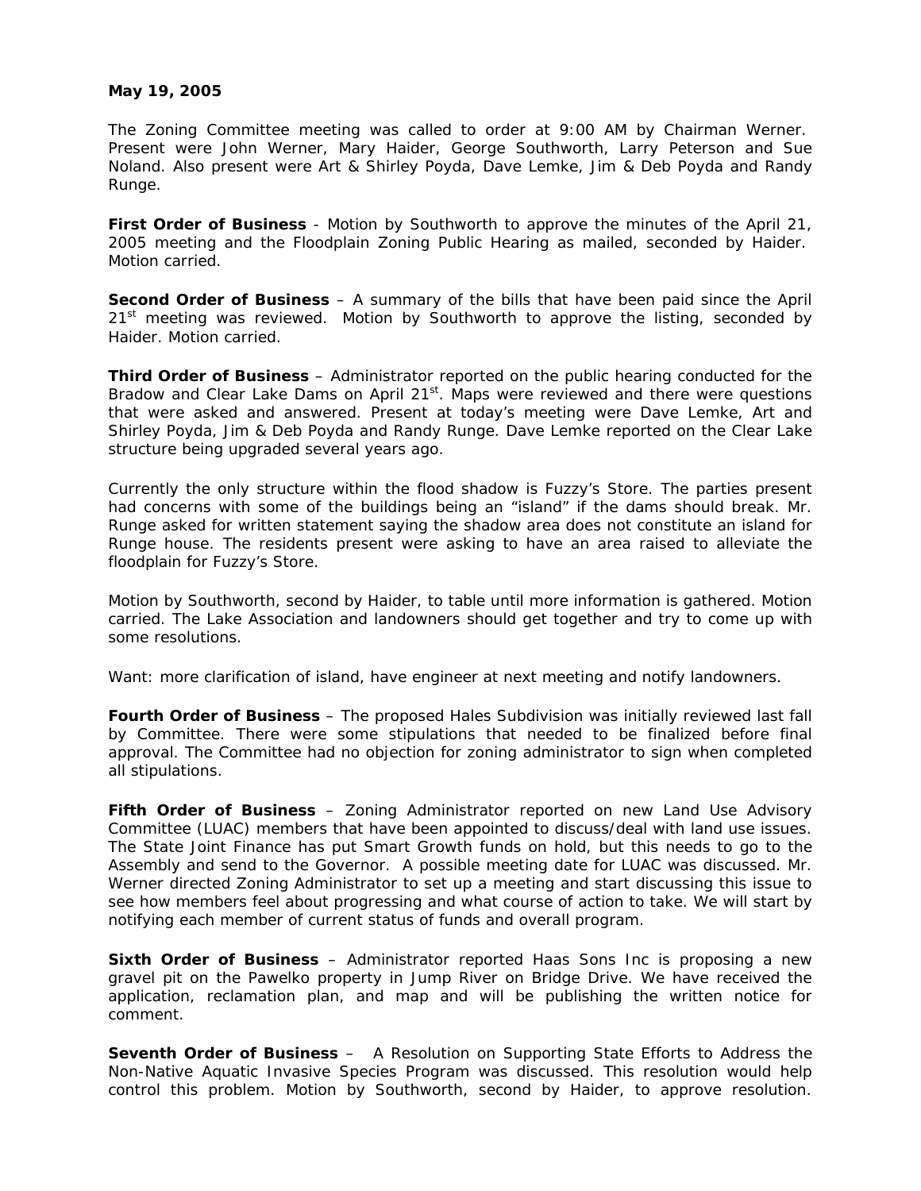**May 19, 2005**

The Zoning Committee meeting was called to order at 9:00 AM by Chairman Werner. Present were John Werner, Mary Haider, George Southworth, Larry Peterson and Sue Noland. Also present were Art & Shirley Poyda, Dave Lemke, Jim & Deb Poyda and Randy Runge.

**First Order of Business** - Motion by Southworth to approve the minutes of the April 21, 2005 meeting and the Floodplain Zoning Public Hearing as mailed, seconded by Haider. Motion carried.

**Second Order of Business** – A summary of the bills that have been paid since the April 21st meeting was reviewed. Motion by Southworth to approve the listing, seconded by Haider. Motion carried.

**Third Order of Business** – Administrator reported on the public hearing conducted for the Bradow and Clear Lake Dams on April 21st. Maps were reviewed and there were questions that were asked and answered. Present at today's meeting were Dave Lemke, Art and Shirley Poyda, Jim & Deb Poyda and Randy Runge. Dave Lemke reported on the Clear Lake structure being upgraded several years ago.

Currently the only structure within the flood shadow is Fuzzy's Store. The parties present had concerns with some of the buildings being an "island" if the dams should break. Mr. Runge asked for written statement saying the shadow area does not constitute an island for Runge house. The residents present were asking to have an area raised to alleviate the floodplain for Fuzzy's Store.

Motion by Southworth, second by Haider, to table until more information is gathered. Motion carried. The Lake Association and landowners should get together and try to come up with some resolutions.

Want: more clarification of island, have engineer at next meeting and notify landowners.

**Fourth Order of Business** – The proposed Hales Subdivision was initially reviewed last fall by Committee. There were some stipulations that needed to be finalized before final approval. The Committee had no objection for zoning administrator to sign when completed all stipulations.

**Fifth Order of Business** – Zoning Administrator reported on new Land Use Advisory Committee (LUAC) members that have been appointed to discuss/deal with land use issues. The State Joint Finance has put Smart Growth funds on hold, but this needs to go to the Assembly and send to the Governor. A possible meeting date for LUAC was discussed. Mr. Werner directed Zoning Administrator to set up a meeting and start discussing this issue to see how members feel about progressing and what course of action to take. We will start by notifying each member of current status of funds and overall program.

**Sixth Order of Business** – Administrator reported Haas Sons Inc is proposing a new gravel pit on the Pawelko property in Jump River on Bridge Drive. We have received the application, reclamation plan, and map and will be publishing the written notice for comment.

**Seventh Order of Business** – A Resolution on Supporting State Efforts to Address the Non-Native Aquatic Invasive Species Program was discussed. This resolution would help control this problem. Motion by Southworth, second by Haider, to approve resolution.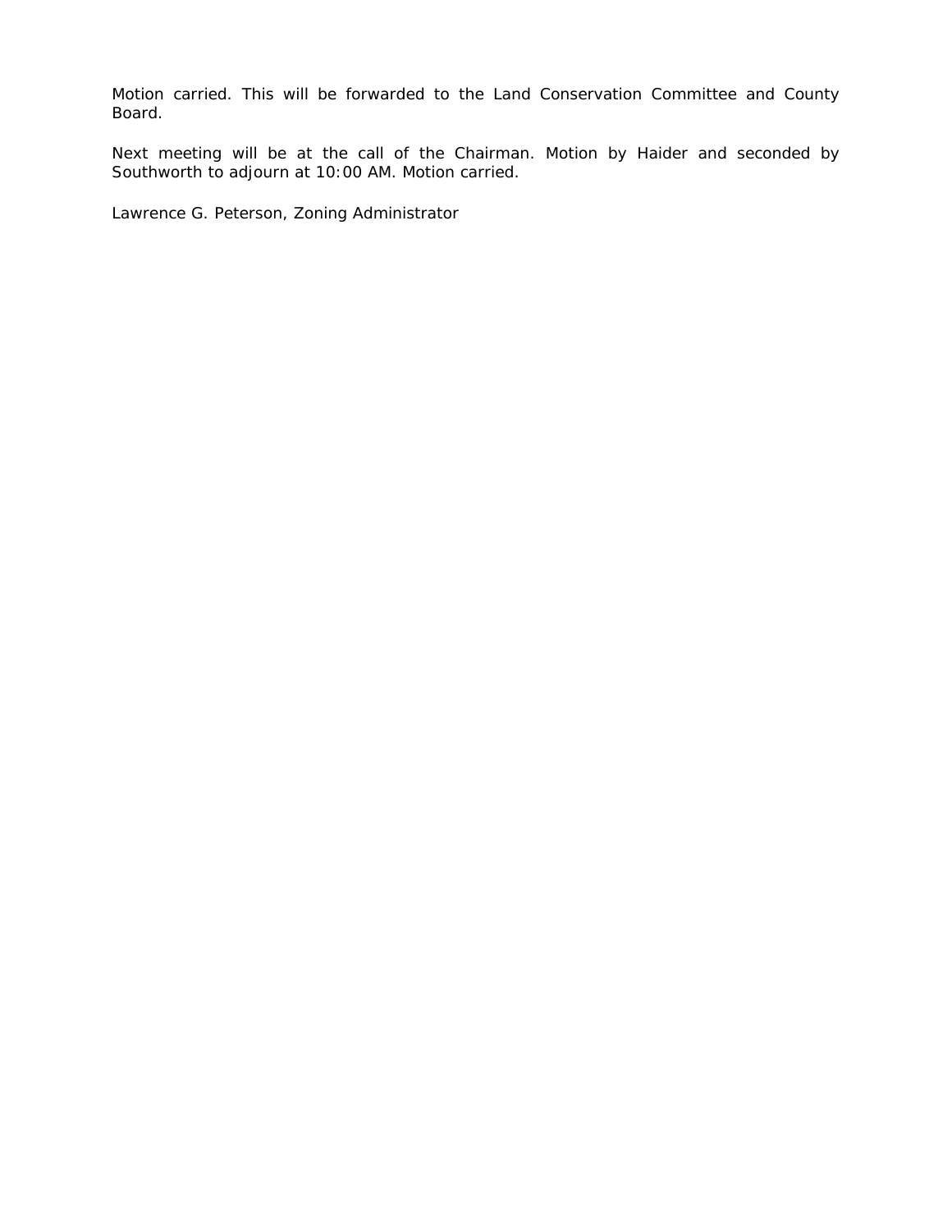Motion carried. This will be forwarded to the Land Conservation Committee and County Board.

Next meeting will be at the call of the Chairman. Motion by Haider and seconded by Southworth to adjourn at 10:00 AM. Motion carried.

Lawrence G. Peterson, Zoning Administrator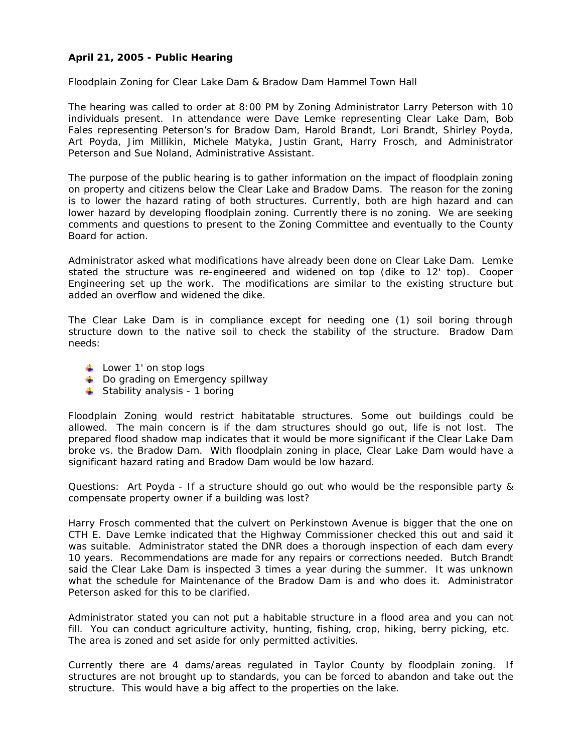**April 21, 2005 - Public Hearing**

Floodplain Zoning for Clear Lake Dam & Bradow Dam Hammel Town Hall

The hearing was called to order at 8:00 PM by Zoning Administrator Larry Peterson with 10 individuals present. In attendance were Dave Lemke representing Clear Lake Dam, Bob Fales representing Peterson's for Bradow Dam, Harold Brandt, Lori Brandt, Shirley Poyda, Art Poyda, Jim Millikin, Michele Matyka, Justin Grant, Harry Frosch, and Administrator Peterson and Sue Noland, Administrative Assistant.

The purpose of the public hearing is to gather information on the impact of floodplain zoning on property and citizens below the Clear Lake and Bradow Dams. The reason for the zoning is to lower the hazard rating of both structures. Currently, both are high hazard and can lower hazard by developing floodplain zoning. Currently there is no zoning. We are seeking comments and questions to present to the Zoning Committee and eventually to the County Board for action.

Administrator asked what modifications have already been done on Clear Lake Dam. Lemke stated the structure was re-engineered and widened on top (dike to 12' top). Cooper Engineering set up the work. The modifications are similar to the existing structure but added an overflow and widened the dike.

The Clear Lake Dam is in compliance except for needing one (1) soil boring through structure down to the native soil to check the stability of the structure. Bradow Dam needs:

- Lower 1' on stop logs
- Do grading on Emergency spillway
- Stability analysis - 1 boring

Floodplain Zoning would restrict habitatable structures. Some out buildings could be allowed. The main concern is if the dam structures should go out, life is not lost. The prepared flood shadow map indicates that it would be more significant if the Clear Lake Dam broke vs. the Bradow Dam. With floodplain zoning in place, Clear Lake Dam would have a significant hazard rating and Bradow Dam would be low hazard.

Questions: Art Poyda - If a structure should go out who would be the responsible party & compensate property owner if a building was lost?

Harry Frosch commented that the culvert on Perkinstown Avenue is bigger that the one on CTH E. Dave Lemke indicated that the Highway Commissioner checked this out and said it was suitable. Administrator stated the DNR does a thorough inspection of each dam every 10 years. Recommendations are made for any repairs or corrections needed. Butch Brandt said the Clear Lake Dam is inspected 3 times a year during the summer. It was unknown what the schedule for Maintenance of the Bradow Dam is and who does it. Administrator Peterson asked for this to be clarified.

Administrator stated you can not put a habitable structure in a flood area and you can not fill. You can conduct agriculture activity, hunting, fishing, crop, hiking, berry picking, etc. The area is zoned and set aside for only permitted activities.

Currently there are 4 dams/areas regulated in Taylor County by floodplain zoning. If structures are not brought up to standards, you can be forced to abandon and take out the structure. This would have a big affect to the properties on the lake.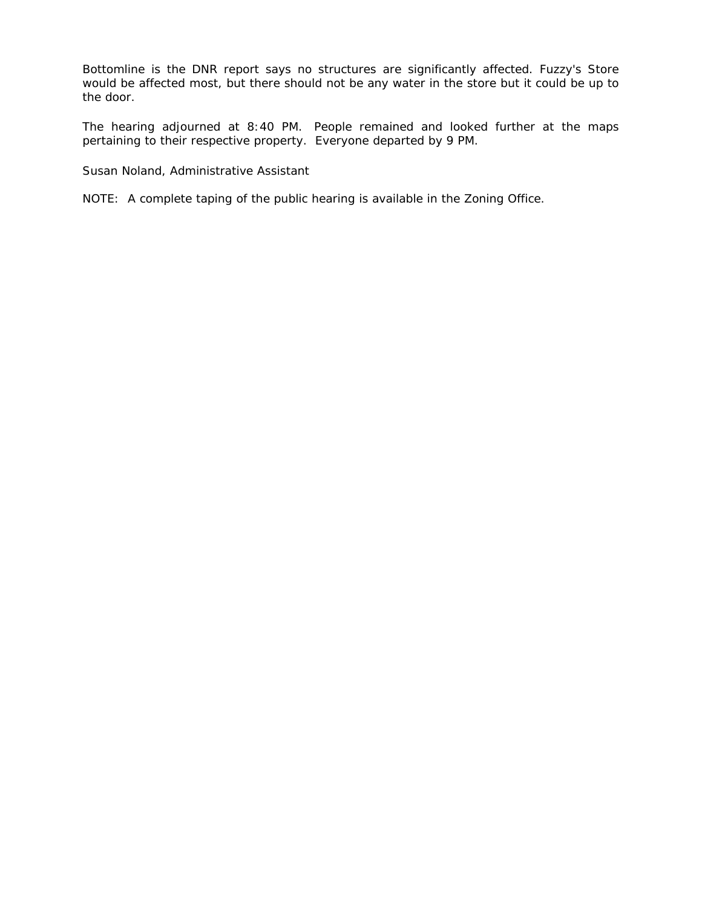Bottomline is the DNR report says no structures are significantly affected. Fuzzy's Store would be affected most, but there should not be any water in the store but it could be up to the door.

The hearing adjourned at 8:40 PM. People remained and looked further at the maps pertaining to their respective property. Everyone departed by 9 PM.

Susan Noland, Administrative Assistant

NOTE: A complete taping of the public hearing is available in the Zoning Office.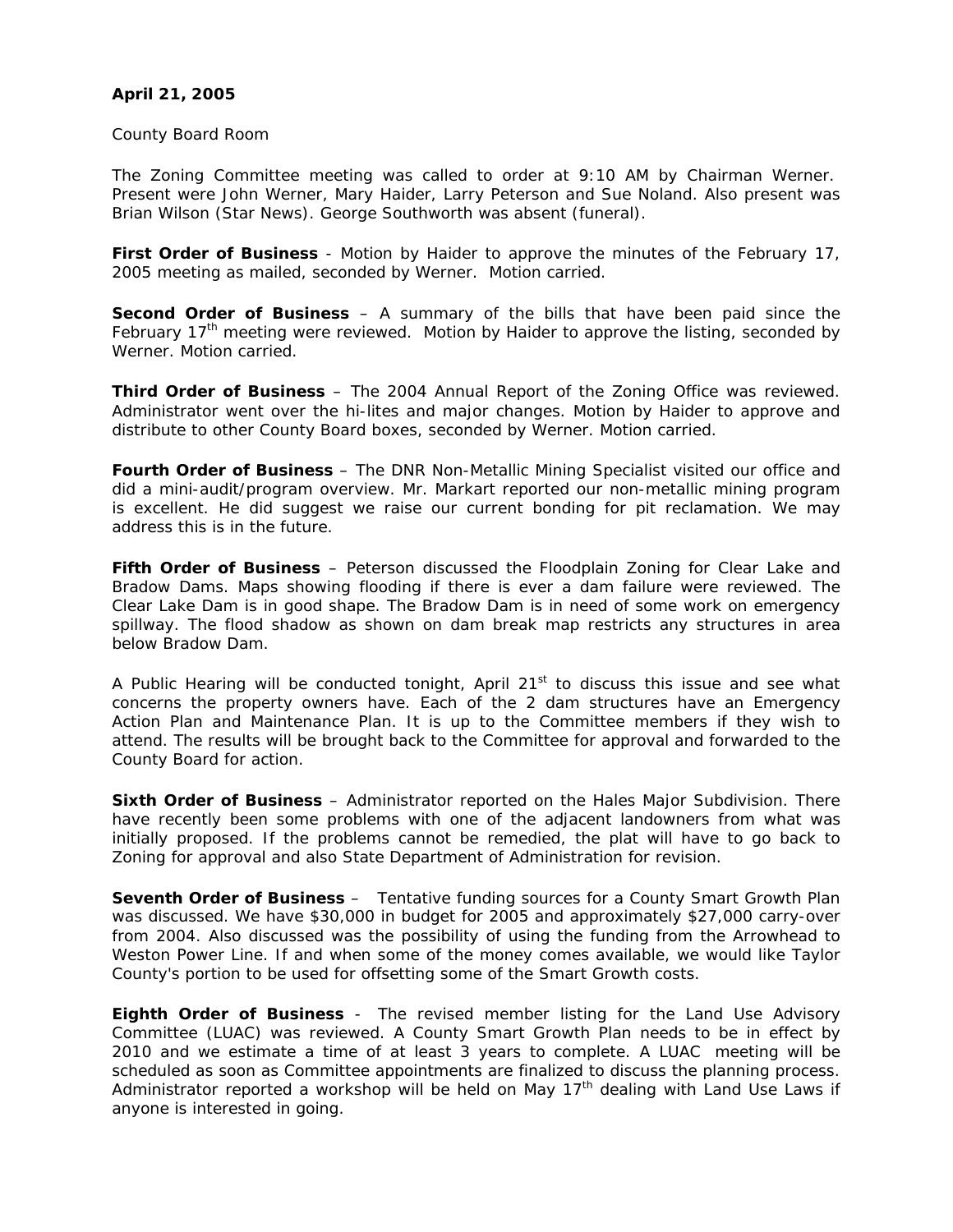**April 21, 2005**

County Board Room

The Zoning Committee meeting was called to order at 9:10 AM by Chairman Werner. Present were John Werner, Mary Haider, Larry Peterson and Sue Noland. Also present was Brian Wilson (Star News). George Southworth was absent (funeral).

**First Order of Business** - Motion by Haider to approve the minutes of the February 17, 2005 meeting as mailed, seconded by Werner. Motion carried.

**Second Order of Business** – A summary of the bills that have been paid since the February 17th meeting were reviewed. Motion by Haider to approve the listing, seconded by Werner. Motion carried.

**Third Order of Business** – The 2004 Annual Report of the Zoning Office was reviewed. Administrator went over the hi-lites and major changes. Motion by Haider to approve and distribute to other County Board boxes, seconded by Werner. Motion carried.

**Fourth Order of Business** – The DNR Non-Metallic Mining Specialist visited our office and did a mini-audit/program overview. Mr. Markart reported our non-metallic mining program is excellent. He did suggest we raise our current bonding for pit reclamation. We may address this is in the future.

**Fifth Order of Business** – Peterson discussed the Floodplain Zoning for Clear Lake and Bradow Dams. Maps showing flooding if there is ever a dam failure were reviewed. The Clear Lake Dam is in good shape. The Bradow Dam is in need of some work on emergency spillway. The flood shadow as shown on dam break map restricts any structures in area below Bradow Dam.

A Public Hearing will be conducted tonight, April 21st to discuss this issue and see what concerns the property owners have. Each of the 2 dam structures have an Emergency Action Plan and Maintenance Plan. It is up to the Committee members if they wish to attend. The results will be brought back to the Committee for approval and forwarded to the County Board for action.

**Sixth Order of Business** – Administrator reported on the Hales Major Subdivision. There have recently been some problems with one of the adjacent landowners from what was initially proposed. If the problems cannot be remedied, the plat will have to go back to Zoning for approval and also State Department of Administration for revision.

**Seventh Order of Business** – Tentative funding sources for a County Smart Growth Plan was discussed. We have $30,000 in budget for 2005 and approximately $27,000 carry-over from 2004. Also discussed was the possibility of using the funding from the Arrowhead to Weston Power Line. If and when some of the money comes available, we would like Taylor County's portion to be used for offsetting some of the Smart Growth costs.

**Eighth Order of Business** - The revised member listing for the Land Use Advisory Committee (LUAC) was reviewed. A County Smart Growth Plan needs to be in effect by 2010 and we estimate a time of at least 3 years to complete. A LUAC meeting will be scheduled as soon as Committee appointments are finalized to discuss the planning process. Administrator reported a workshop will be held on May 17th dealing with Land Use Laws if anyone is interested in going.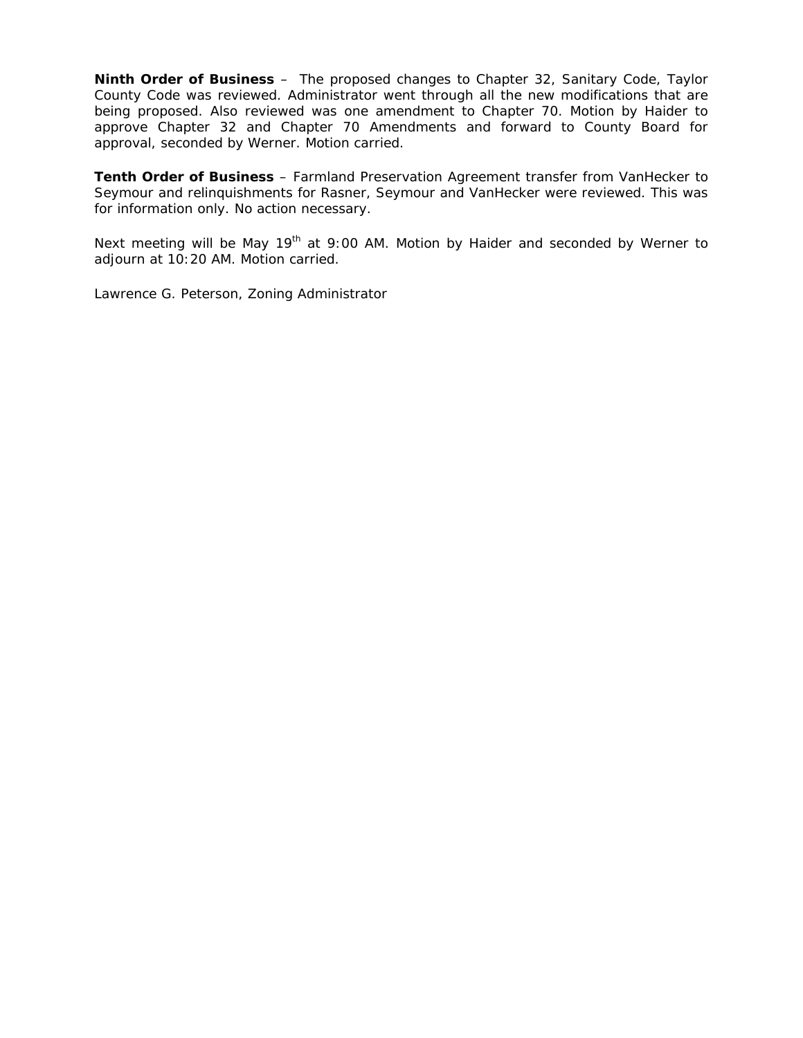**Ninth Order of Business** – The proposed changes to Chapter 32, Sanitary Code, Taylor County Code was reviewed. Administrator went through all the new modifications that are being proposed. Also reviewed was one amendment to Chapter 70. Motion by Haider to approve Chapter 32 and Chapter 70 Amendments and forward to County Board for approval, seconded by Werner. Motion carried.

**Tenth Order of Business** – Farmland Preservation Agreement transfer from VanHecker to Seymour and relinquishments for Rasner, Seymour and VanHecker were reviewed. This was for information only. No action necessary.

Next meeting will be May 19th at 9:00 AM. Motion by Haider and seconded by Werner to adjourn at 10:20 AM. Motion carried.

Lawrence G. Peterson, Zoning Administrator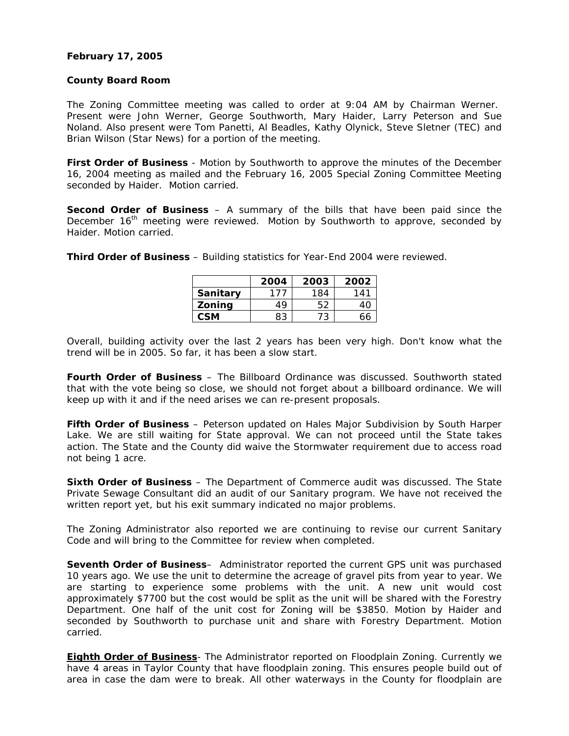**February 17, 2005**

**County Board Room**

The Zoning Committee meeting was called to order at 9:04 AM by Chairman Werner. Present were John Werner, George Southworth, Mary Haider, Larry Peterson and Sue Noland. Also present were Tom Panetti, Al Beadles, Kathy Olynick, Steve Sletner (TEC) and Brian Wilson (Star News) for a portion of the meeting.

**First Order of Business** - Motion by Southworth to approve the minutes of the December 16, 2004 meeting as mailed and the February 16, 2005 Special Zoning Committee Meeting seconded by Haider. Motion carried.

**Second Order of Business** – A summary of the bills that have been paid since the December 16th meeting were reviewed. Motion by Southworth to approve, seconded by Haider. Motion carried.

**Third Order of Business** – Building statistics for Year-End 2004 were reviewed.

| | 2004 | 2003 | 2002 |
|---|---|---|---|
| **Sanitary** | 177 | 184 | 141 |
| **Zoning** | 49 | 52 | 40 |
| **CSM** | 83 | 73 | 66 |

Overall, building activity over the last 2 years has been very high. Don't know what the trend will be in 2005. So far, it has been a slow start.

**Fourth Order of Business** – The Billboard Ordinance was discussed. Southworth stated that with the vote being so close, we should not forget about a billboard ordinance. We will keep up with it and if the need arises we can re-present proposals.

**Fifth Order of Business** – Peterson updated on Hales Major Subdivision by South Harper Lake. We are still waiting for State approval. We can not proceed until the State takes action. The State and the County did waive the Stormwater requirement due to access road not being 1 acre.

**Sixth Order of Business** – The Department of Commerce audit was discussed. The State Private Sewage Consultant did an audit of our Sanitary program. We have not received the written report yet, but his exit summary indicated no major problems.

The Zoning Administrator also reported we are continuing to revise our current Sanitary Code and will bring to the Committee for review when completed.

**Seventh Order of Business**– Administrator reported the current GPS unit was purchased 10 years ago. We use the unit to determine the acreage of gravel pits from year to year. We are starting to experience some problems with the unit. A new unit would cost approximately $7700 but the cost would be split as the unit will be shared with the Forestry Department. One half of the unit cost for Zoning will be $3850. Motion by Haider and seconded by Southworth to purchase unit and share with Forestry Department. Motion carried.

**Eighth Order of Business**- The Administrator reported on Floodplain Zoning. Currently we have 4 areas in Taylor County that have floodplain zoning. This ensures people build out of area in case the dam were to break. All other waterways in the County for floodplain are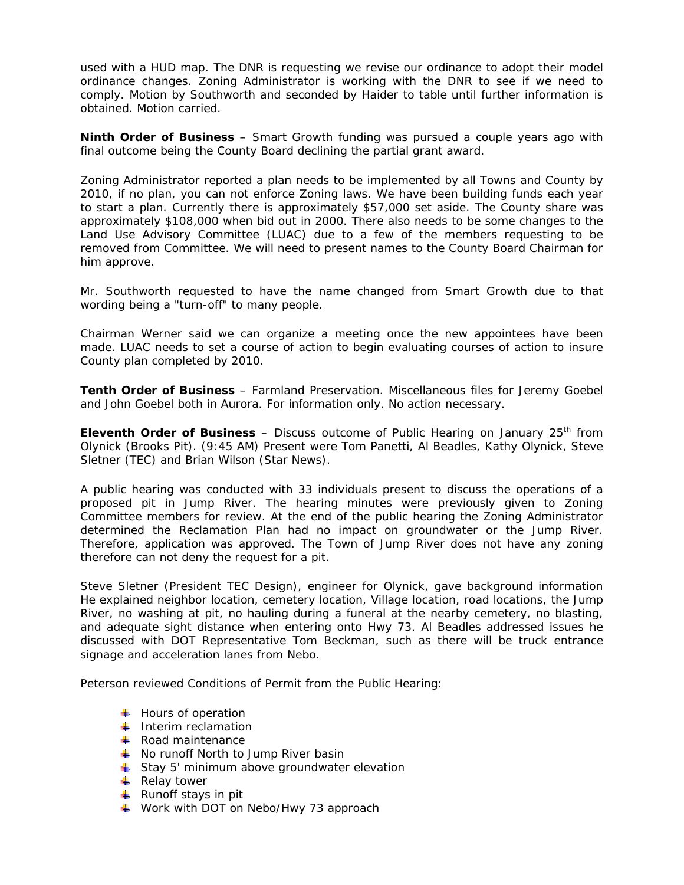used with a HUD map. The DNR is requesting we revise our ordinance to adopt their model ordinance changes. Zoning Administrator is working with the DNR to see if we need to comply. Motion by Southworth and seconded by Haider to table until further information is obtained. Motion carried.

**Ninth Order of Business** – Smart Growth funding was pursued a couple years ago with final outcome being the County Board declining the partial grant award.

Zoning Administrator reported a plan needs to be implemented by all Towns and County by 2010, if no plan, you can not enforce Zoning laws. We have been building funds each year to start a plan. Currently there is approximately $57,000 set aside. The County share was approximately $108,000 when bid out in 2000. There also needs to be some changes to the Land Use Advisory Committee (LUAC) due to a few of the members requesting to be removed from Committee. We will need to present names to the County Board Chairman for him approve.

Mr. Southworth requested to have the name changed from Smart Growth due to that wording being a "turn-off" to many people.

Chairman Werner said we can organize a meeting once the new appointees have been made. LUAC needs to set a course of action to begin evaluating courses of action to insure County plan completed by 2010.

**Tenth Order of Business** – Farmland Preservation. Miscellaneous files for Jeremy Goebel and John Goebel both in Aurora. For information only. No action necessary.

**Eleventh Order of Business** – Discuss outcome of Public Hearing on January 25th from Olynick (Brooks Pit). (9:45 AM) Present were Tom Panetti, Al Beadles, Kathy Olynick, Steve Sletner (TEC) and Brian Wilson (Star News).

A public hearing was conducted with 33 individuals present to discuss the operations of a proposed pit in Jump River. The hearing minutes were previously given to Zoning Committee members for review. At the end of the public hearing the Zoning Administrator determined the Reclamation Plan had no impact on groundwater or the Jump River. Therefore, application was approved. The Town of Jump River does not have any zoning therefore can not deny the request for a pit.

Steve Sletner (President TEC Design), engineer for Olynick, gave background information He explained neighbor location, cemetery location, Village location, road locations, the Jump River, no washing at pit, no hauling during a funeral at the nearby cemetery, no blasting, and adequate sight distance when entering onto Hwy 73. Al Beadles addressed issues he discussed with DOT Representative Tom Beckman, such as there will be truck entrance signage and acceleration lanes from Nebo.

Peterson reviewed Conditions of Permit from the Public Hearing:

- Hours of operation
- Interim reclamation
- Road maintenance
- No runoff North to Jump River basin
- Stay 5' minimum above groundwater elevation
- Relay tower
- Runoff stays in pit
- Work with DOT on Nebo/Hwy 73 approach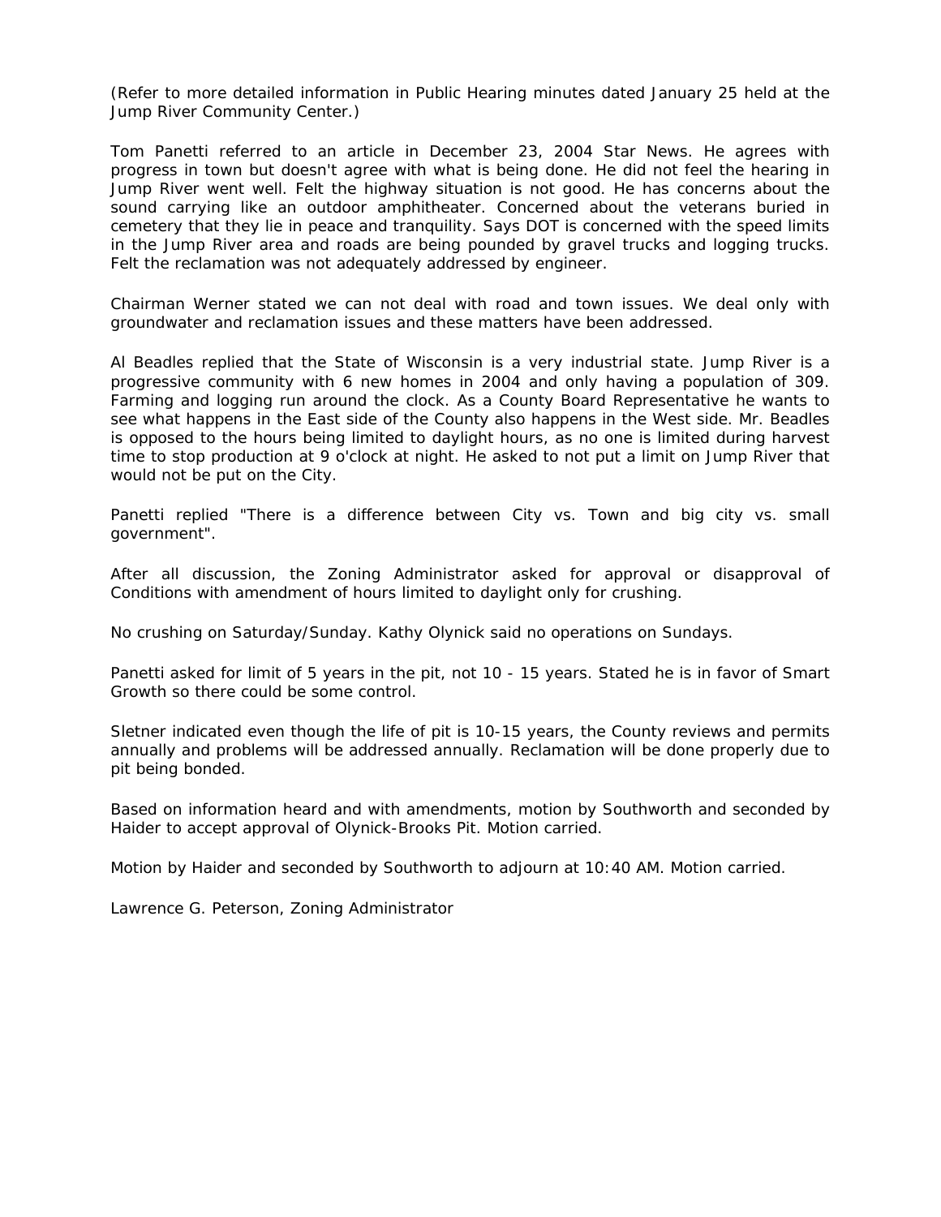(Refer to more detailed information in Public Hearing minutes dated January 25 held at the Jump River Community Center.)

Tom Panetti referred to an article in December 23, 2004 Star News. He agrees with progress in town but doesn't agree with what is being done. He did not feel the hearing in Jump River went well. Felt the highway situation is not good. He has concerns about the sound carrying like an outdoor amphitheater. Concerned about the veterans buried in cemetery that they lie in peace and tranquility. Says DOT is concerned with the speed limits in the Jump River area and roads are being pounded by gravel trucks and logging trucks. Felt the reclamation was not adequately addressed by engineer.

Chairman Werner stated we can not deal with road and town issues. We deal only with groundwater and reclamation issues and these matters have been addressed.

Al Beadles replied that the State of Wisconsin is a very industrial state. Jump River is a progressive community with 6 new homes in 2004 and only having a population of 309. Farming and logging run around the clock. As a County Board Representative he wants to see what happens in the East side of the County also happens in the West side. Mr. Beadles is opposed to the hours being limited to daylight hours, as no one is limited during harvest time to stop production at 9 o'clock at night. He asked to not put a limit on Jump River that would not be put on the City.

Panetti replied "There is a difference between City vs. Town and big city vs. small government".

After all discussion, the Zoning Administrator asked for approval or disapproval of Conditions with amendment of hours limited to daylight only for crushing.

No crushing on Saturday/Sunday. Kathy Olynick said no operations on Sundays.

Panetti asked for limit of 5 years in the pit, not 10 - 15 years. Stated he is in favor of Smart Growth so there could be some control.

Sletner indicated even though the life of pit is 10-15 years, the County reviews and permits annually and problems will be addressed annually. Reclamation will be done properly due to pit being bonded.

Based on information heard and with amendments, motion by Southworth and seconded by Haider to accept approval of Olynick-Brooks Pit. Motion carried.

Motion by Haider and seconded by Southworth to adjourn at 10:40 AM. Motion carried.

Lawrence G. Peterson, Zoning Administrator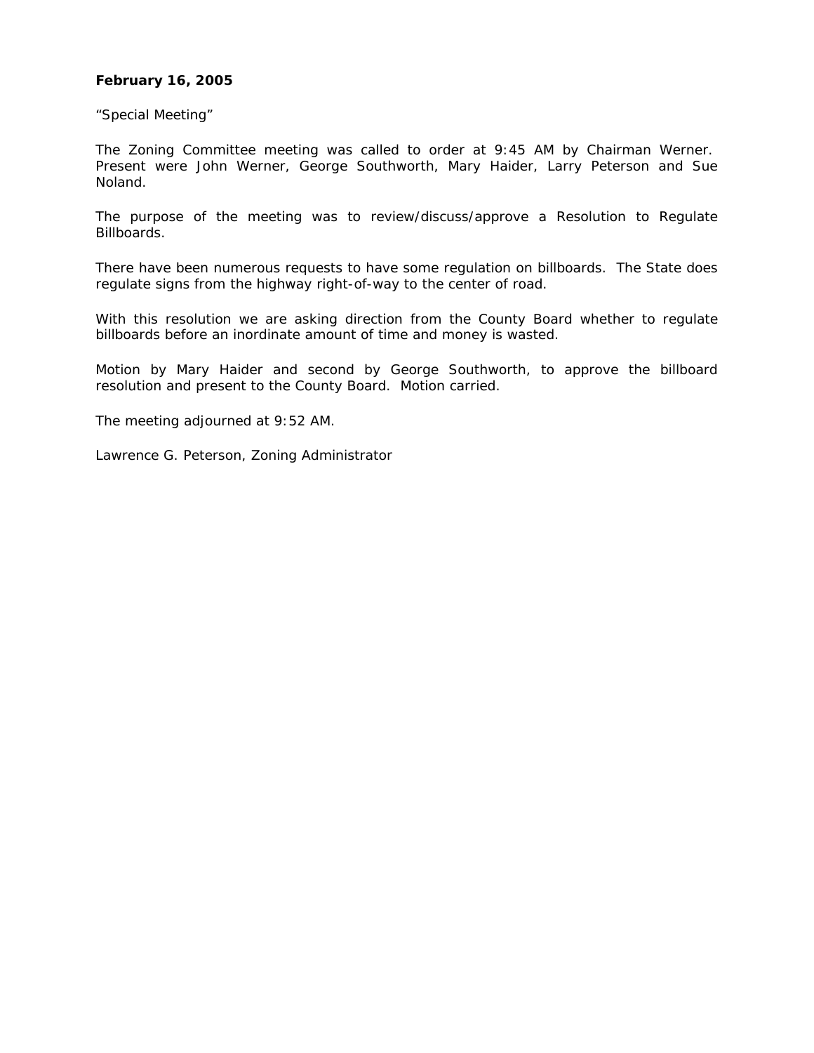**February 16, 2005**

"Special Meeting"

The Zoning Committee meeting was called to order at 9:45 AM by Chairman Werner. Present were John Werner, George Southworth, Mary Haider, Larry Peterson and Sue Noland.

The purpose of the meeting was to review/discuss/approve a Resolution to Regulate Billboards.

There have been numerous requests to have some regulation on billboards. The State does regulate signs from the highway right-of-way to the center of road.

With this resolution we are asking direction from the County Board whether to regulate billboards before an inordinate amount of time and money is wasted.

Motion by Mary Haider and second by George Southworth, to approve the billboard resolution and present to the County Board. Motion carried.

The meeting adjourned at 9:52 AM.

Lawrence G. Peterson, Zoning Administrator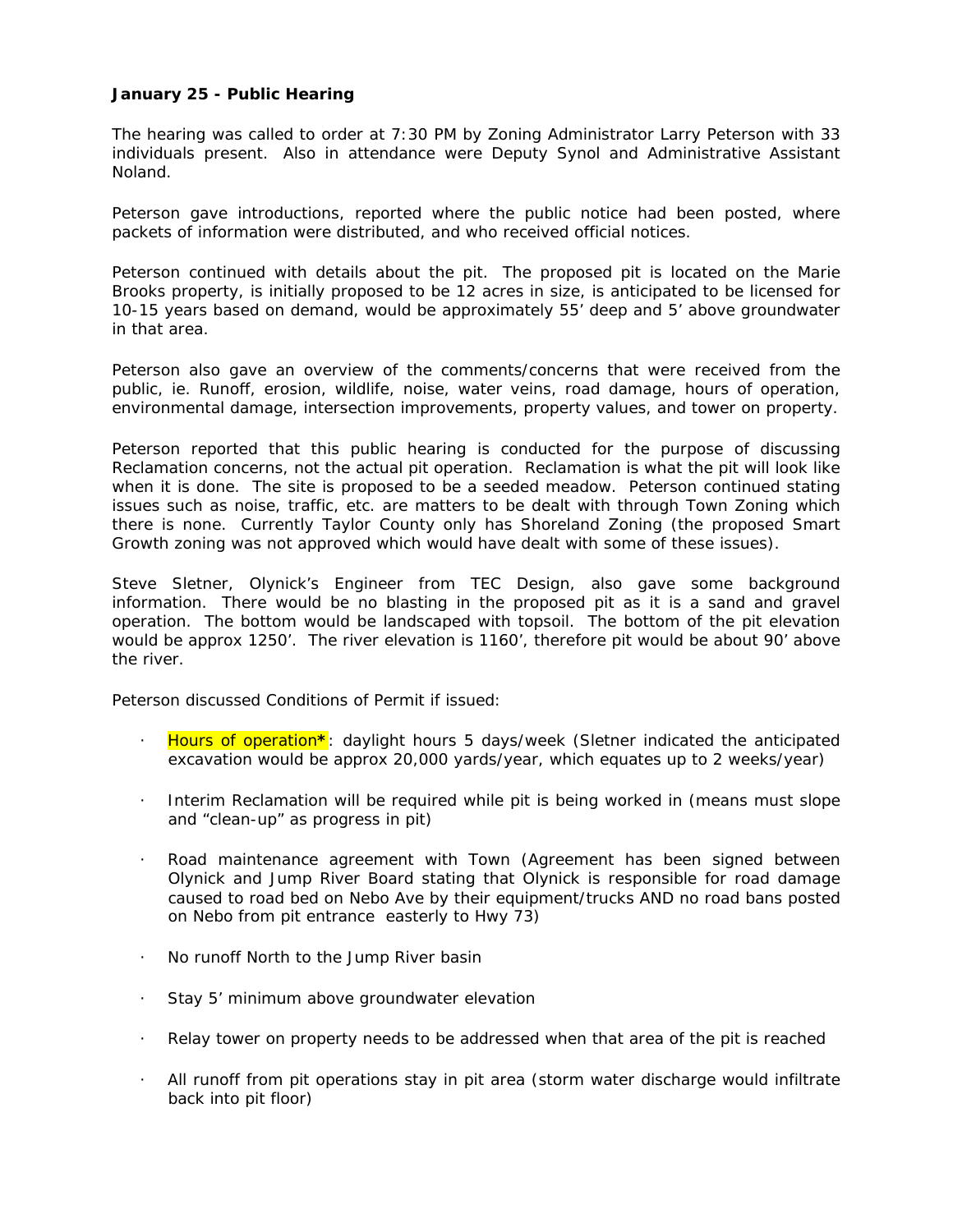**January 25 - Public Hearing**

The hearing was called to order at 7:30 PM by Zoning Administrator Larry Peterson with 33 individuals present. Also in attendance were Deputy Synol and Administrative Assistant Noland.

Peterson gave introductions, reported where the public notice had been posted, where packets of information were distributed, and who received official notices.

Peterson continued with details about the pit. The proposed pit is located on the Marie Brooks property, is initially proposed to be 12 acres in size, is anticipated to be licensed for 10-15 years based on demand, would be approximately 55' deep and 5' above groundwater in that area.

Peterson also gave an overview of the comments/concerns that were received from the public, ie. Runoff, erosion, wildlife, noise, water veins, road damage, hours of operation, environmental damage, intersection improvements, property values, and tower on property.

Peterson reported that this public hearing is conducted for the purpose of discussing Reclamation concerns, not the actual pit operation. Reclamation is what the pit will look like when it is done. The site is proposed to be a seeded meadow. Peterson continued stating issues such as noise, traffic, etc. are matters to be dealt with through Town Zoning which there is none. Currently Taylor County only has Shoreland Zoning (the proposed Smart Growth zoning was not approved which would have dealt with some of these issues).

Steve Sletner, Olynick's Engineer from TEC Design, also gave some background information. There would be no blasting in the proposed pit as it is a sand and gravel operation. The bottom would be landscaped with topsoil. The bottom of the pit elevation would be approx 1250'. The river elevation is 1160', therefore pit would be about 90' above the river.

Peterson discussed Conditions of Permit if issued:

- Hours of operation**\***: daylight hours 5 days/week (Sletner indicated the anticipated excavation would be approx 20,000 yards/year, which equates up to 2 weeks/year)
- Interim Reclamation will be required while pit is being worked in (means must slope and "clean-up" as progress in pit)
- Road maintenance agreement with Town (Agreement has been signed between Olynick and Jump River Board stating that Olynick is responsible for road damage caused to road bed on Nebo Ave by their equipment/trucks AND no road bans posted on Nebo from pit entrance easterly to Hwy 73)
- No runoff North to the Jump River basin
- Stay 5' minimum above groundwater elevation
- Relay tower on property needs to be addressed when that area of the pit is reached
- All runoff from pit operations stay in pit area (storm water discharge would infiltrate back into pit floor)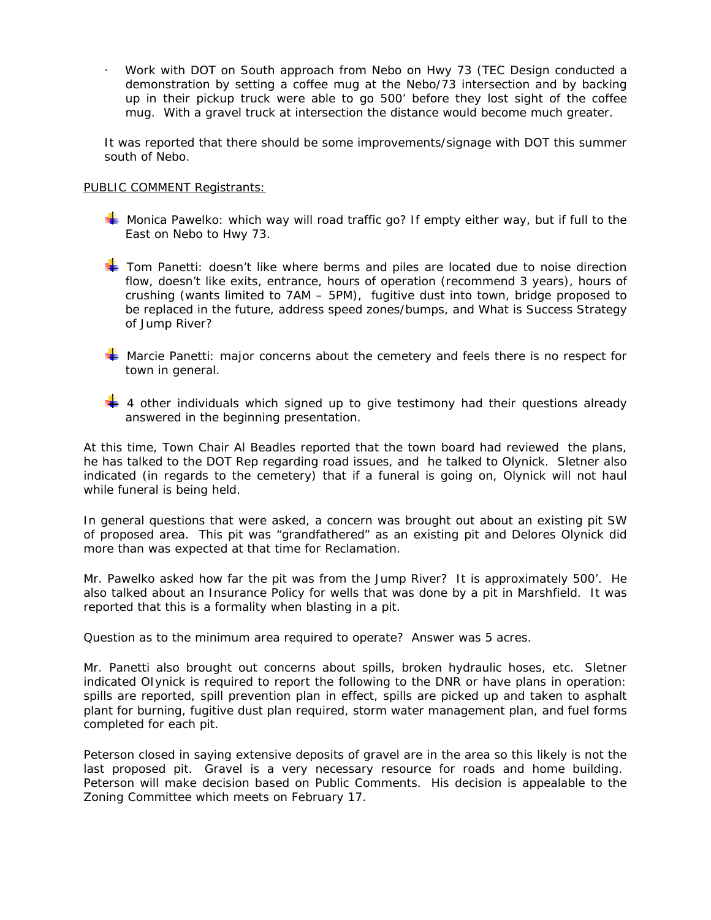- Work with DOT on South approach from Nebo on Hwy 73 (TEC Design conducted a demonstration by setting a coffee mug at the Nebo/73 intersection and by backing up in their pickup truck were able to go 500' before they lost sight of the coffee mug. With a gravel truck at intersection the distance would become much greater.

It was reported that there should be some improvements/signage with DOT this summer south of Nebo.

PUBLIC COMMENT Registrants:

- Monica Pawelko: which way will road traffic go? If empty either way, but if full to the East on Nebo to Hwy 73.
- Tom Panetti: doesn't like where berms and piles are located due to noise direction flow, doesn't like exits, entrance, hours of operation (recommend 3 years), hours of crushing (wants limited to 7AM – 5PM), fugitive dust into town, bridge proposed to be replaced in the future, address speed zones/bumps, and What is Success Strategy of Jump River?
- Marcie Panetti: major concerns about the cemetery and feels there is no respect for town in general.
- 4 other individuals which signed up to give testimony had their questions already answered in the beginning presentation.

At this time, Town Chair Al Beadles reported that the town board had reviewed the plans, he has talked to the DOT Rep regarding road issues, and he talked to Olynick. Sletner also indicated (in regards to the cemetery) that if a funeral is going on, Olynick will not haul while funeral is being held.

In general questions that were asked, a concern was brought out about an existing pit SW of proposed area. This pit was "grandfathered" as an existing pit and Delores Olynick did more than was expected at that time for Reclamation.

Mr. Pawelko asked how far the pit was from the Jump River? It is approximately 500'. He also talked about an Insurance Policy for wells that was done by a pit in Marshfield. It was reported that this is a formality when blasting in a pit.

Question as to the minimum area required to operate? Answer was 5 acres.

Mr. Panetti also brought out concerns about spills, broken hydraulic hoses, etc. Sletner indicated OIynick is required to report the following to the DNR or have plans in operation: spills are reported, spill prevention plan in effect, spills are picked up and taken to asphalt plant for burning, fugitive dust plan required, storm water management plan, and fuel forms completed for each pit.

Peterson closed in saying extensive deposits of gravel are in the area so this likely is not the last proposed pit. Gravel is a very necessary resource for roads and home building. Peterson will make decision based on Public Comments. His decision is appealable to the Zoning Committee which meets on February 17.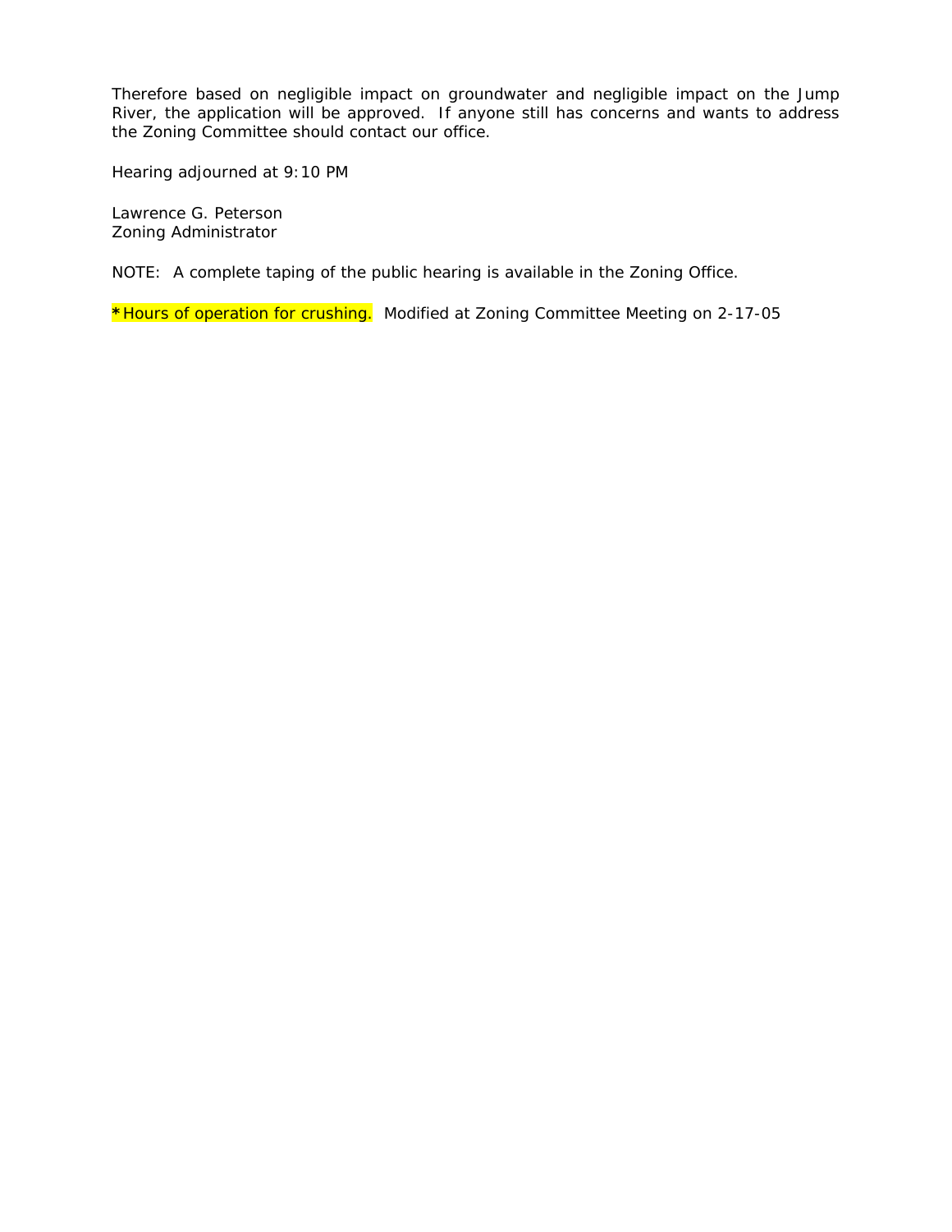Therefore based on negligible impact on groundwater and negligible impact on the Jump River, the application will be approved. If anyone still has concerns and wants to address the Zoning Committee should contact our office.

Hearing adjourned at 9:10 PM

Lawrence G. Peterson
Zoning Administrator

NOTE: A complete taping of the public hearing is available in the Zoning Office.

*Hours of operation for crushing. Modified at Zoning Committee Meeting on 2-17-05